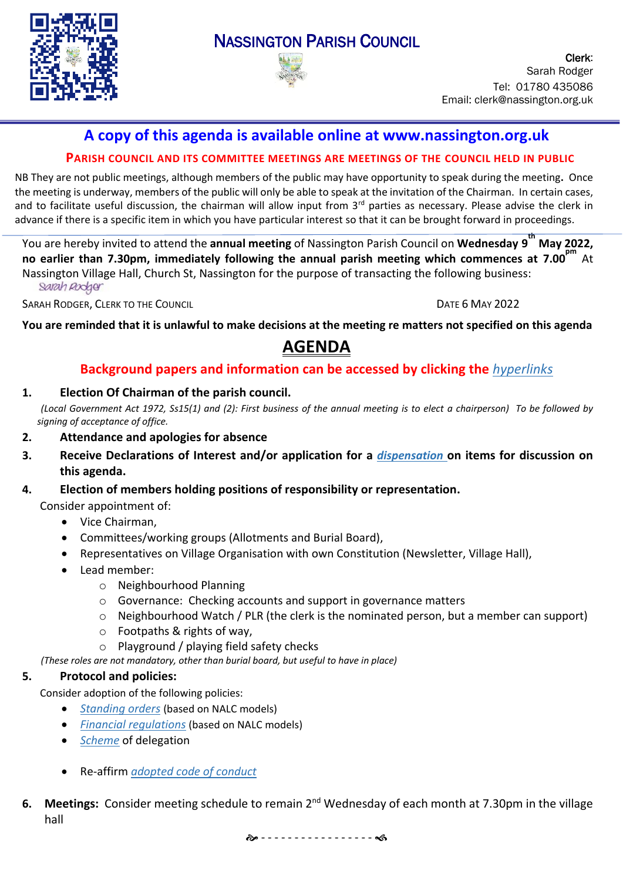# NASSINGTON PARISH COUNCIL

**Clerk:**
Sarah Rodger
Tel: 01780 435086
Email: clerk@nassington.org.uk

## A copy of this agenda is available online at www.nassington.org.uk

**PARISH COUNCIL AND ITS COMMITTEE MEETINGS ARE MEETINGS OF THE COUNCIL HELD IN PUBLIC**

NB They are not public meetings, although members of the public may have opportunity to speak during the meeting**.** Once the meeting is underway, members of the public will only be able to speak at the invitation of the Chairman. In certain cases, and to facilitate useful discussion, the chairman will allow input from 3rd parties as necessary. Please advise the clerk in advance if there is a specific item in which you have particular interest so that it can be brought forward in proceedings.

You are hereby invited to attend the **annual meeting** of Nassington Parish Council on **Wednesday 9th May 2022, no earlier than 7.30pm, immediately following the annual parish meeting which commences at 7.00pm** At Nassington Village Hall, Church St, Nassington for the purpose of transacting the following business:

*Sarah Rodger*

SARAH RODGER, CLERK TO THE COUNCIL — DATE 6 MAY 2022

**You are reminded that it is unlawful to make decisions at the meeting re matters not specified on this agenda**

# AGENDA

**Background papers and information can be accessed by clicking the *hyperlinks***

1. **Election Of Chairman of the parish council.**
   *(Local Government Act 1972, Ss15(1) and (2): First business of the annual meeting is to elect a chairperson) To be followed by signing of acceptance of office.*
2. **Attendance and apologies for absence**
3. **Receive Declarations of Interest and/or application for a *dispensation* on items for discussion on this agenda.**
4. **Election of members holding positions of responsibility or representation.**
   Consider appointment of:
   - Vice Chairman,
   - Committees/working groups (Allotments and Burial Board),
   - Representatives on Village Organisation with own Constitution (Newsletter, Village Hall),
   - Lead member:
     - Neighbourhood Planning
     - Governance: Checking accounts and support in governance matters
     - Neighbourhood Watch / PLR (the clerk is the nominated person, but a member can support)
     - Footpaths & rights of way,
     - Playground / playing field safety checks

   *(These roles are not mandatory, other than burial board, but useful to have in place)*
5. **Protocol and policies:**
   Consider adoption of the following policies:
   - *Standing orders* (based on NALC models)
   - *Financial regulations* (based on NALC models)
   - *Scheme* of delegation
   - Re-affirm *adopted code of conduct*
6. **Meetings:** Consider meeting schedule to remain 2nd Wednesday of each month at 7.30pm in the village hall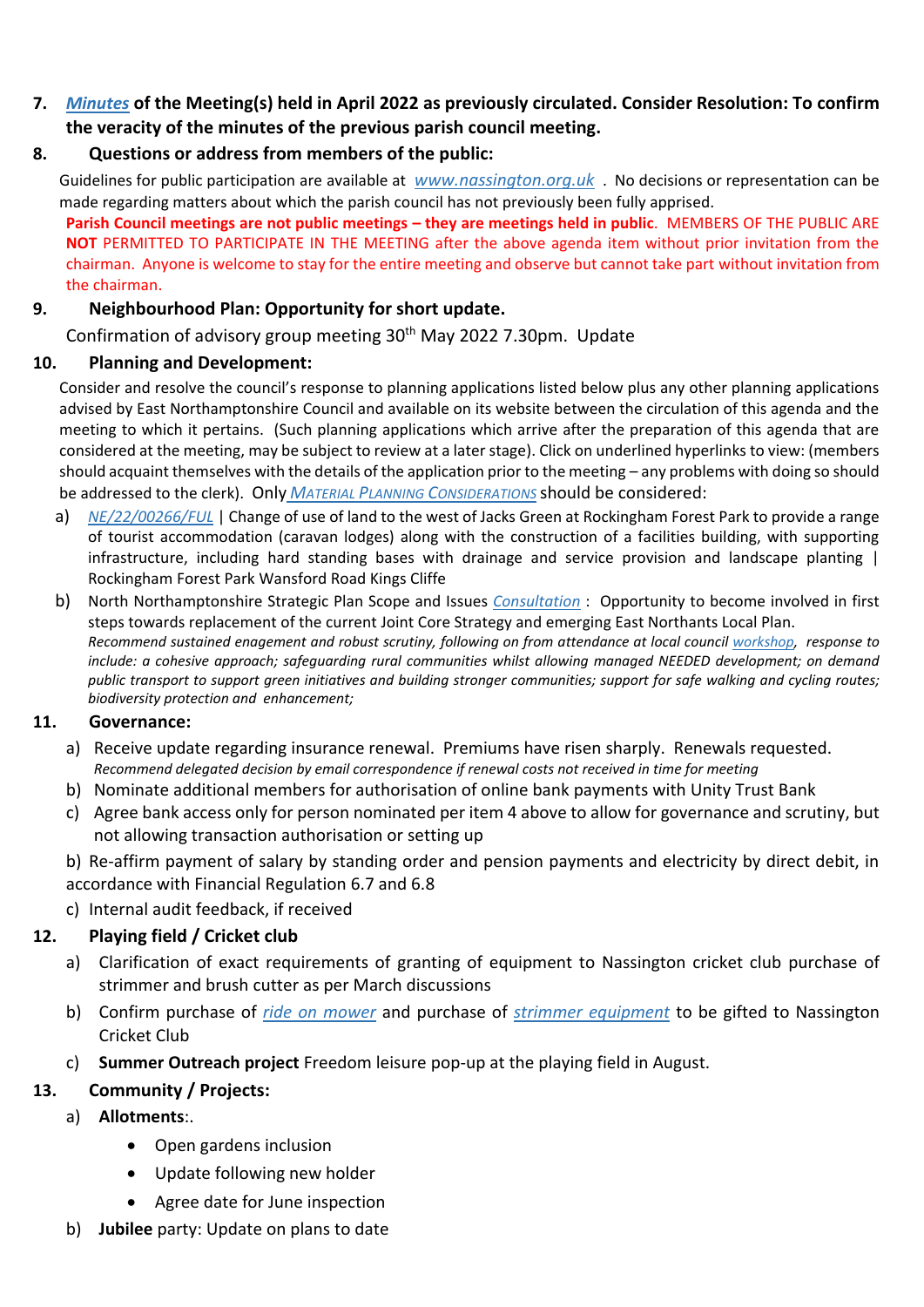7. **Minutes of the Meeting(s) held in April 2022 as previously circulated. Consider Resolution: To confirm the veracity of the minutes of the previous parish council meeting.**

8. **Questions or address from members of the public:**

Guidelines for public participation are available at www.nassington.org.uk . No decisions or representation can be made regarding matters about which the parish council has not previously been fully apprised.

**Parish Council meetings are not public meetings – they are meetings held in public**. MEMBERS OF THE PUBLIC ARE **NOT** PERMITTED TO PARTICIPATE IN THE MEETING after the above agenda item without prior invitation from the chairman. Anyone is welcome to stay for the entire meeting and observe but cannot take part without invitation from the chairman.

9. **Neighbourhood Plan: Opportunity for short update.**

Confirmation of advisory group meeting 30th May 2022 7.30pm. Update

10. **Planning and Development:**

Consider and resolve the council's response to planning applications listed below plus any other planning applications advised by East Northamptonshire Council and available on its website between the circulation of this agenda and the meeting to which it pertains. (Such planning applications which arrive after the preparation of this agenda that are considered at the meeting, may be subject to review at a later stage). Click on underlined hyperlinks to view: (members should acquaint themselves with the details of the application prior to the meeting – any problems with doing so should be addressed to the clerk). Only MATERIAL PLANNING CONSIDERATIONS should be considered:

a) NE/22/00266/FUL | Change of use of land to the west of Jacks Green at Rockingham Forest Park to provide a range of tourist accommodation (caravan lodges) along with the construction of a facilities building, with supporting infrastructure, including hard standing bases with drainage and service provision and landscape planting | Rockingham Forest Park Wansford Road Kings Cliffe

b) North Northamptonshire Strategic Plan Scope and Issues Consultation : Opportunity to become involved in first steps towards replacement of the current Joint Core Strategy and emerging East Northants Local Plan.
*Recommend sustained enagement and robust scrutiny, following on from attendance at local council workshop, response to include: a cohesive approach; safeguarding rural communities whilst allowing managed NEEDED development; on demand public transport to support green initiatives and building stronger communities; support for safe walking and cycling routes; biodiversity protection and enhancement;*

11. **Governance:**

a) Receive update regarding insurance renewal. Premiums have risen sharply. Renewals requested.
*Recommend delegated decision by email correspondence if renewal costs not received in time for meeting*

b) Nominate additional members for authorisation of online bank payments with Unity Trust Bank

c) Agree bank access only for person nominated per item 4 above to allow for governance and scrutiny, but not allowing transaction authorisation or setting up

b) Re-affirm payment of salary by standing order and pension payments and electricity by direct debit, in accordance with Financial Regulation 6.7 and 6.8

c) Internal audit feedback, if received

12. **Playing field / Cricket club**

a) Clarification of exact requirements of granting of equipment to Nassington cricket club purchase of strimmer and brush cutter as per March discussions

b) Confirm purchase of ride on mower and purchase of strimmer equipment to be gifted to Nassington Cricket Club

c) **Summer Outreach project** Freedom leisure pop-up at the playing field in August.

13. **Community / Projects:**

a) **Allotments**:.
- Open gardens inclusion
- Update following new holder
- Agree date for June inspection

b) **Jubilee** party: Update on plans to date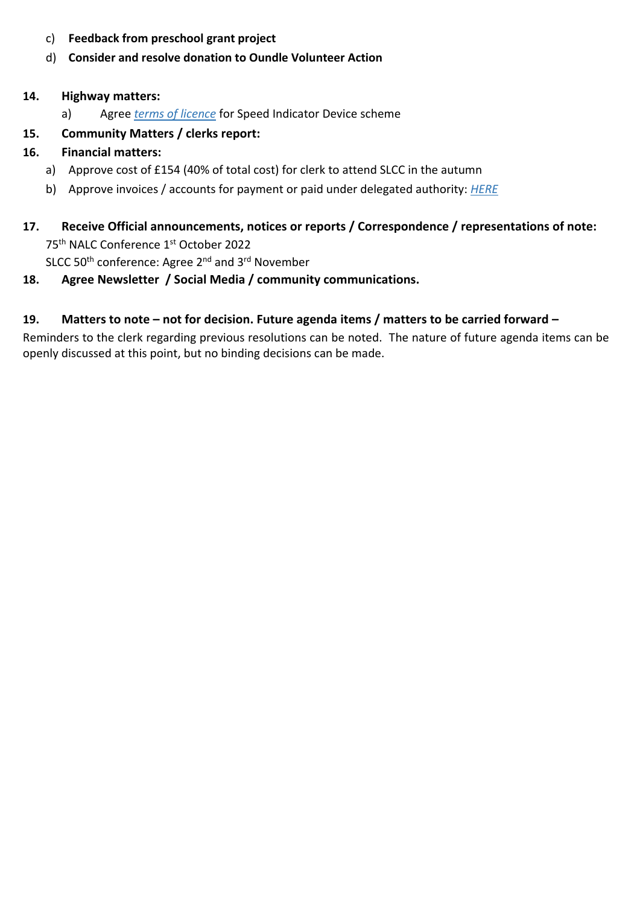c) **Feedback from preschool grant project**

d) **Consider and resolve donation to Oundle Volunteer Action**

**14. Highway matters:**

a) Agree *terms of licence* for Speed Indicator Device scheme

**15. Community Matters / clerks report:**

**16. Financial matters:**

a) Approve cost of £154 (40% of total cost) for clerk to attend SLCC in the autumn

b) Approve invoices / accounts for payment or paid under delegated authority: *HERE*

**17. Receive Official announcements, notices or reports / Correspondence / representations of note:**

75th NALC Conference 1st October 2022

SLCC 50th conference: Agree 2nd and 3rd November

**18. Agree Newsletter / Social Media / community communications.**

**19. Matters to note – not for decision. Future agenda items / matters to be carried forward –**

Reminders to the clerk regarding previous resolutions can be noted. The nature of future agenda items can be openly discussed at this point, but no binding decisions can be made.